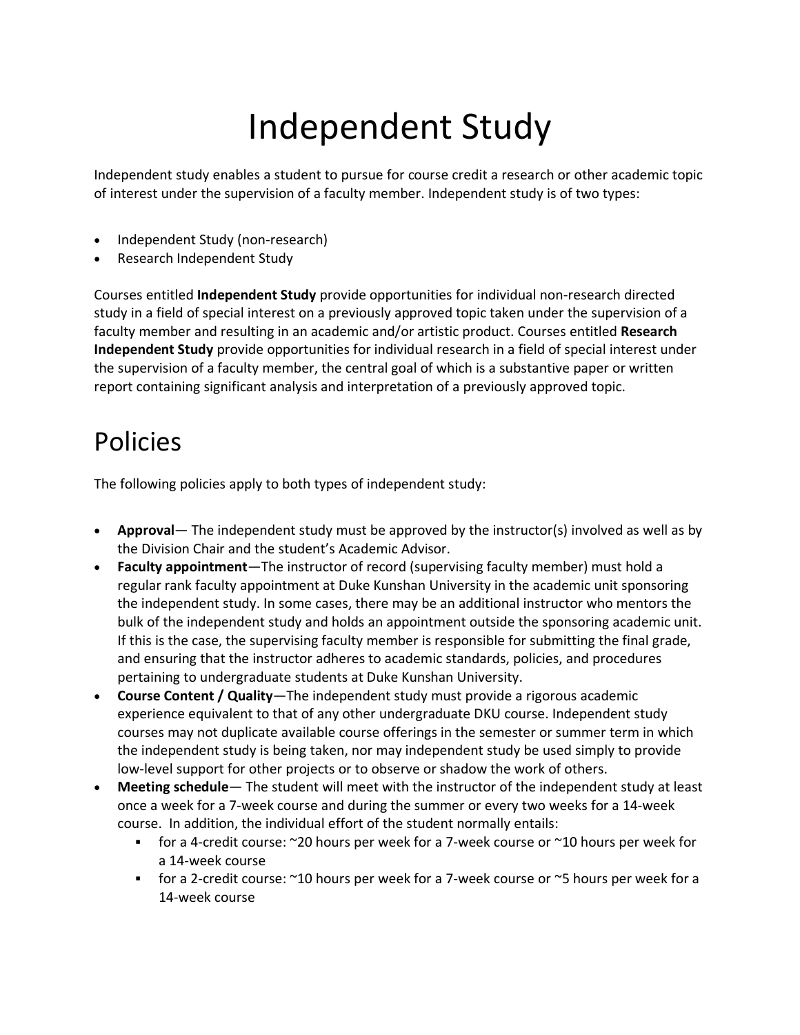# Independent Study

Independent study enables a student to pursue for course credit a research or other academic topic of interest under the supervision of a faculty member. Independent study is of two types:

- Independent Study (non-research)
- Research Independent Study

Courses entitled **Independent Study** provide opportunities for individual non-research directed study in a field of special interest on a previously approved topic taken under the supervision of a faculty member and resulting in an academic and/or artistic product. Courses entitled **Research Independent Study** provide opportunities for individual research in a field of special interest under the supervision of a faculty member, the central goal of which is a substantive paper or written report containing significant analysis and interpretation of a previously approved topic.

# Policies

The following policies apply to both types of independent study:

- **Approval**— The independent study must be approved by the instructor(s) involved as well as by the Division Chair and the student's Academic Advisor.
- **Faculty appointment**—The instructor of record (supervising faculty member) must hold a regular rank faculty appointment at Duke Kunshan University in the academic unit sponsoring the independent study. In some cases, there may be an additional instructor who mentors the bulk of the independent study and holds an appointment outside the sponsoring academic unit. If this is the case, the supervising faculty member is responsible for submitting the final grade, and ensuring that the instructor adheres to academic standards, policies, and procedures pertaining to undergraduate students at Duke Kunshan University.
- **Course Content / Quality**—The independent study must provide a rigorous academic experience equivalent to that of any other undergraduate DKU course. Independent study courses may not duplicate available course offerings in the semester or summer term in which the independent study is being taken, nor may independent study be used simply to provide low-level support for other projects or to observe or shadow the work of others.
- **Meeting schedule**— The student will meet with the instructor of the independent study at least once a week for a 7-week course and during the summer or every two weeks for a 14-week course. In addition, the individual effort of the student normally entails:
  - for a 4-credit course: ~20 hours per week for a 7-week course or ~10 hours per week for a 14-week course
  - for a 2-credit course: ~10 hours per week for a 7-week course or ~5 hours per week for a 14-week course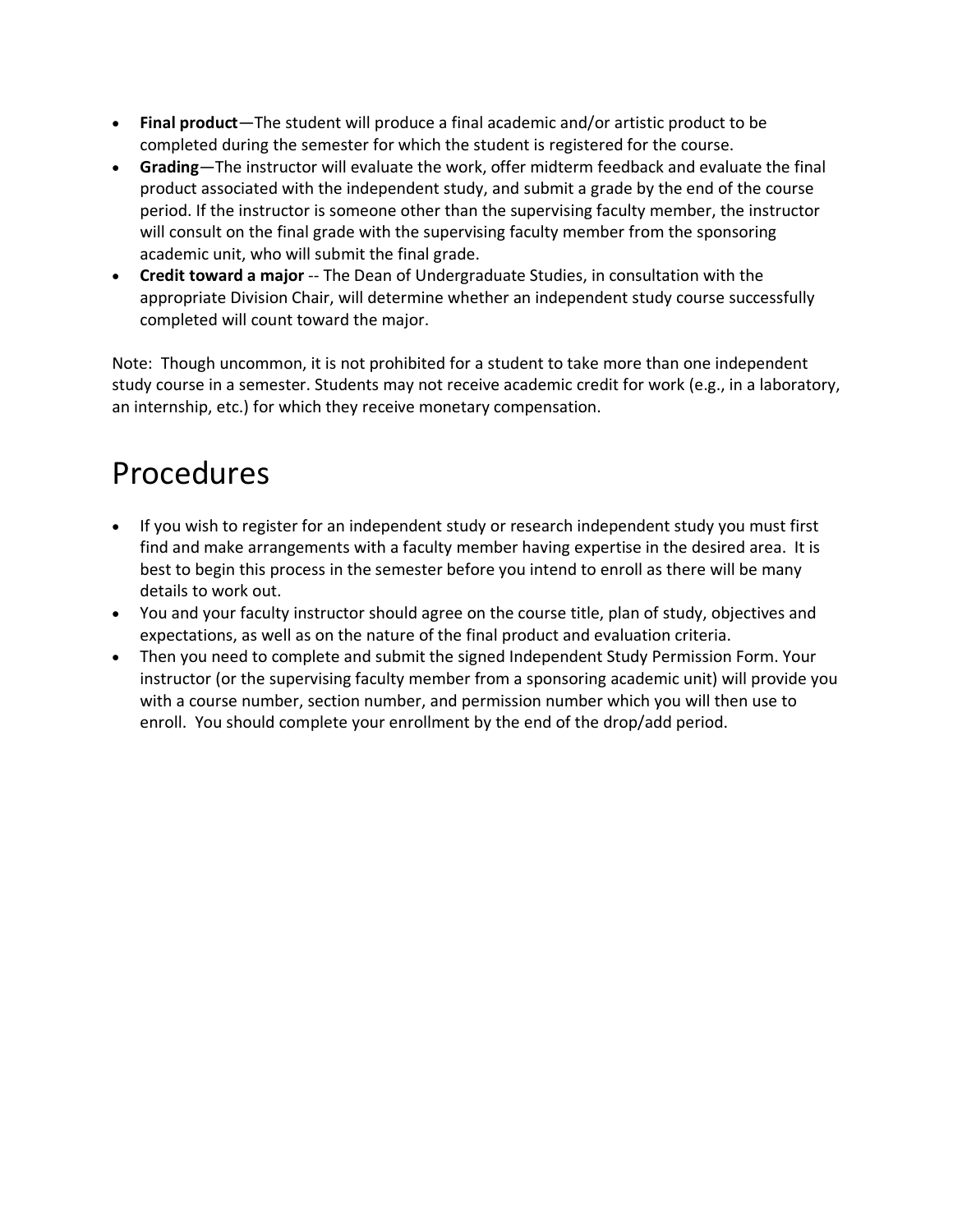- **Final product**—The student will produce a final academic and/or artistic product to be completed during the semester for which the student is registered for the course.
- **Grading**—The instructor will evaluate the work, offer midterm feedback and evaluate the final product associated with the independent study, and submit a grade by the end of the course period. If the instructor is someone other than the supervising faculty member, the instructor will consult on the final grade with the supervising faculty member from the sponsoring academic unit, who will submit the final grade.
- **Credit toward a major** -- The Dean of Undergraduate Studies, in consultation with the appropriate Division Chair, will determine whether an independent study course successfully completed will count toward the major.

Note: Though uncommon, it is not prohibited for a student to take more than one independent study course in a semester. Students may not receive academic credit for work (e.g., in a laboratory, an internship, etc.) for which they receive monetary compensation.

# Procedures

- If you wish to register for an independent study or research independent study you must first find and make arrangements with a faculty member having expertise in the desired area. It is best to begin this process in the semester before you intend to enroll as there will be many details to work out.
- You and your faculty instructor should agree on the course title, plan of study, objectives and expectations, as well as on the nature of the final product and evaluation criteria.
- Then you need to complete and submit the signed Independent Study Permission Form. Your instructor (or the supervising faculty member from a sponsoring academic unit) will provide you with a course number, section number, and permission number which you will then use to enroll. You should complete your enrollment by the end of the drop/add period.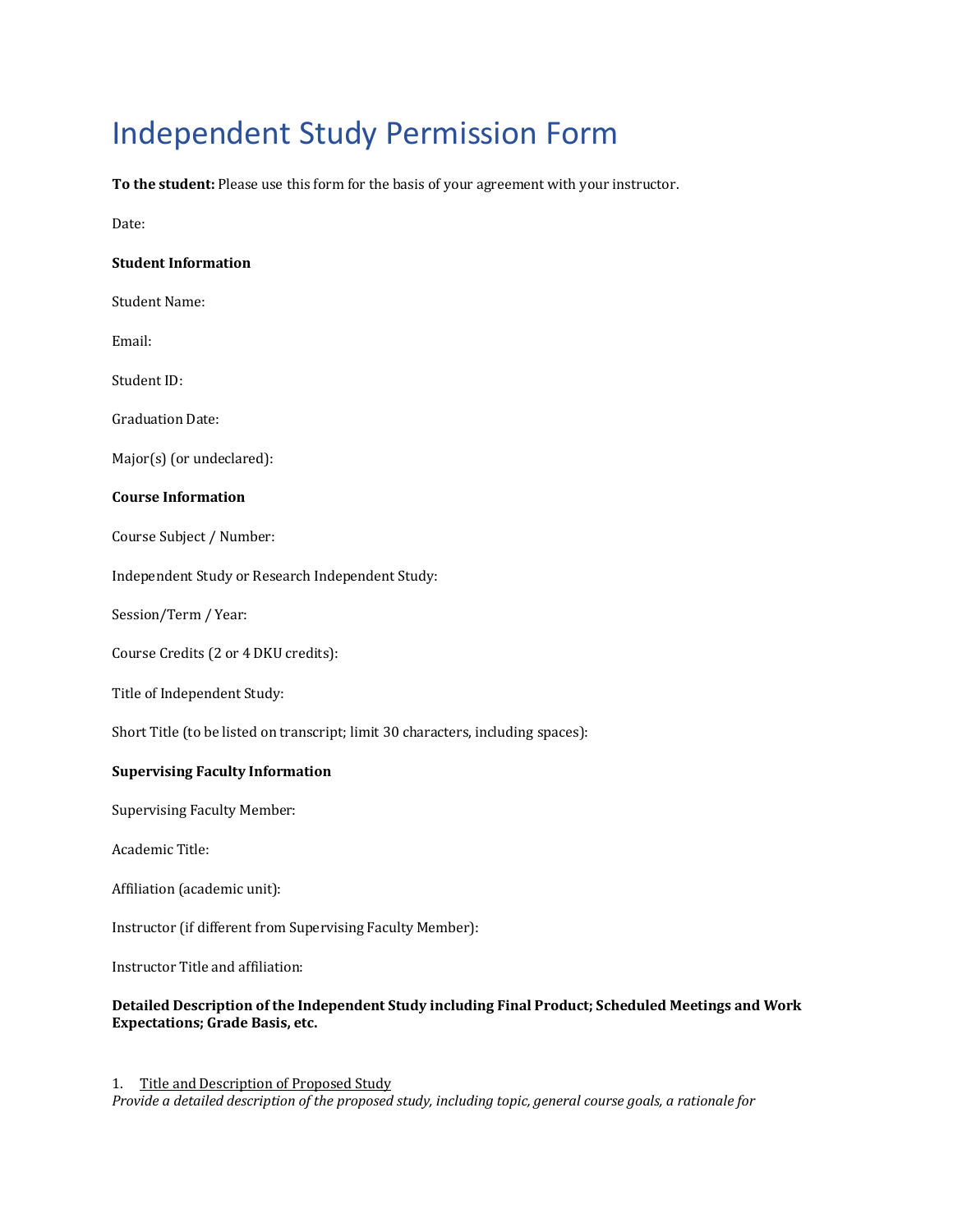# Independent Study Permission Form

**To the student:** Please use this form for the basis of your agreement with your instructor.

Date:

**Student Information**

Student Name:

Email:

Student ID:

Graduation Date:

Major(s) (or undeclared):

**Course Information**

Course Subject / Number:

Independent Study or Research Independent Study:

Session/Term / Year:

Course Credits (2 or 4 DKU credits):

Title of Independent Study:

Short Title (to be listed on transcript; limit 30 characters, including spaces):

**Supervising Faculty Information**

Supervising Faculty Member:

Academic Title:

Affiliation (academic unit):

Instructor (if different from Supervising Faculty Member):

Instructor Title and affiliation:

**Detailed Description of the Independent Study including Final Product; Scheduled Meetings and Work Expectations; Grade Basis, etc.**

1. Title and Description of Proposed Study

*Provide a detailed description of the proposed study, including topic, general course goals, a rationale for*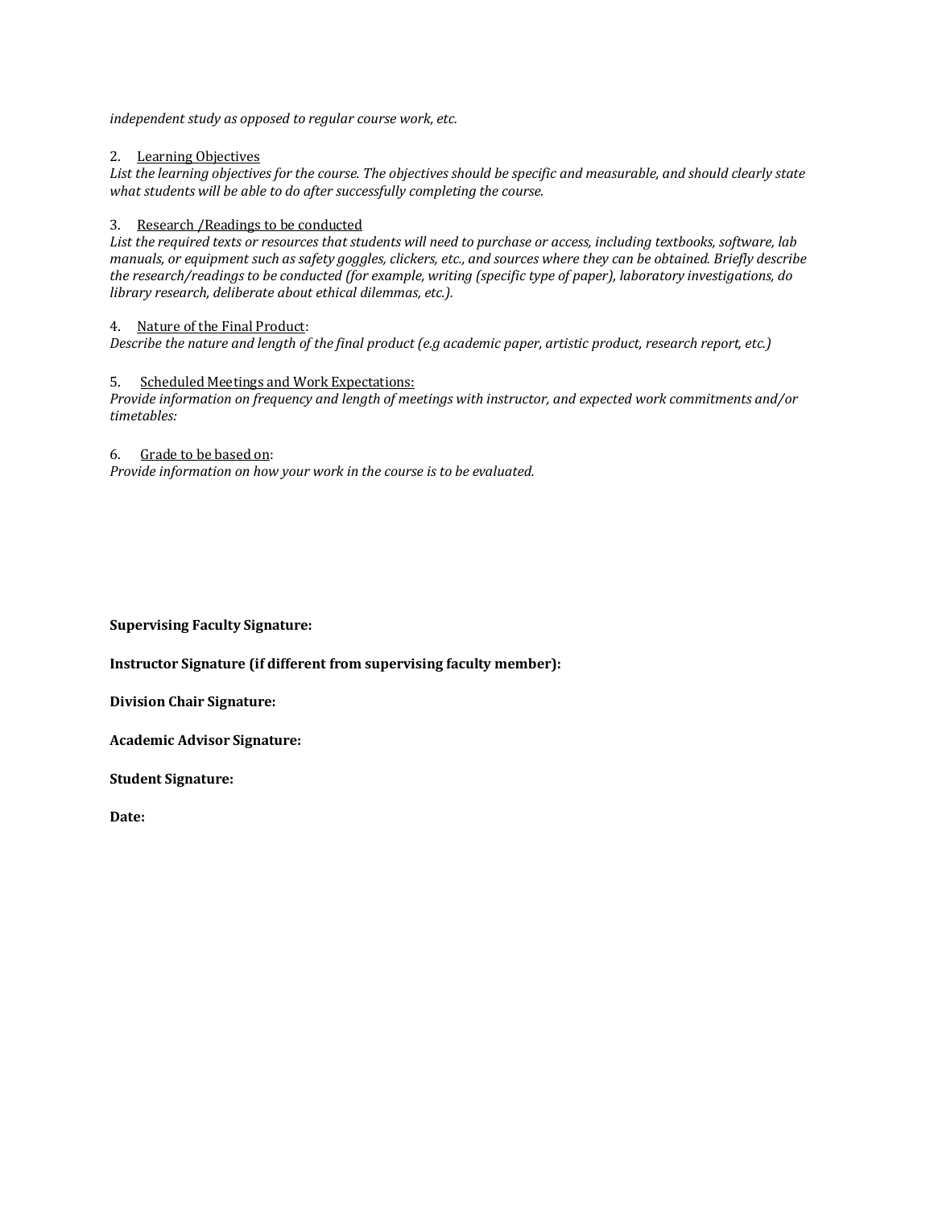*independent study as opposed to regular course work, etc.*

2. <u>Learning Objectives</u>
*List the learning objectives for the course. The objectives should be specific and measurable, and should clearly state what students will be able to do after successfully completing the course.*

3. <u>Research /Readings to be conducted</u>
*List the required texts or resources that students will need to purchase or access, including textbooks, software, lab manuals, or equipment such as safety goggles, clickers, etc., and sources where they can be obtained. Briefly describe the research/readings to be conducted (for example, writing (specific type of paper), laboratory investigations, do library research, deliberate about ethical dilemmas, etc.).*

4. <u>Nature of the Final Product</u>:
*Describe the nature and length of the final product (e.g academic paper, artistic product, research report, etc.)*

5. <u>Scheduled Meetings and Work Expectations:</u>
*Provide information on frequency and length of meetings with instructor, and expected work commitments and/or timetables:*

6. <u>Grade to be based on</u>:
*Provide information on how your work in the course is to be evaluated.*

**Supervising Faculty Signature:**

**Instructor Signature (if different from supervising faculty member):**

**Division Chair Signature:**

**Academic Advisor Signature:**

**Student Signature:**

**Date:**